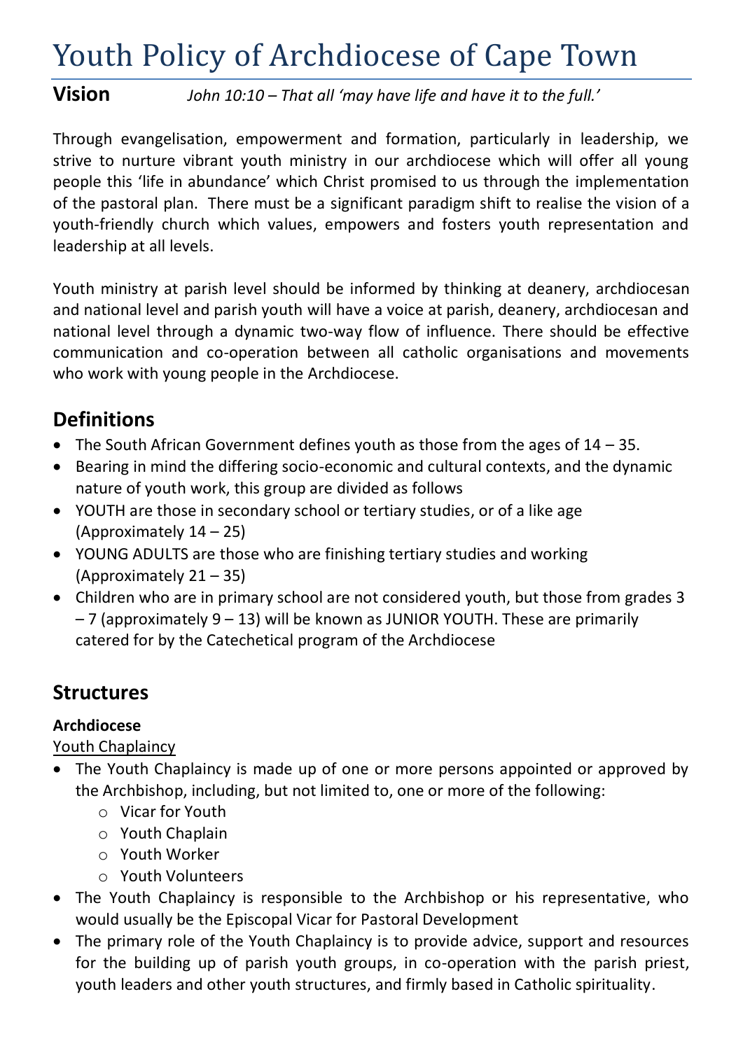# Youth Policy of Archdiocese of Cape Town

**Vision** *John 10:10 – That all 'may have life and have it to the full.'*

Through evangelisation, empowerment and formation, particularly in leadership, we strive to nurture vibrant youth ministry in our archdiocese which will offer all young people this 'life in abundance' which Christ promised to us through the implementation of the pastoral plan. There must be a significant paradigm shift to realise the vision of a youth-friendly church which values, empowers and fosters youth representation and leadership at all levels.

Youth ministry at parish level should be informed by thinking at deanery, archdiocesan and national level and parish youth will have a voice at parish, deanery, archdiocesan and national level through a dynamic two-way flow of influence. There should be effective communication and co-operation between all catholic organisations and movements who work with young people in the Archdiocese.

## Definitions

- The South African Government defines youth as those from the ages of 14 – 35.
- Bearing in mind the differing socio-economic and cultural contexts, and the dynamic nature of youth work, this group are divided as follows
- YOUTH are those in secondary school or tertiary studies, or of a like age (Approximately 14 – 25)
- YOUNG ADULTS are those who are finishing tertiary studies and working (Approximately 21 – 35)
- Children who are in primary school are not considered youth, but those from grades 3 – 7 (approximately 9 – 13) will be known as JUNIOR YOUTH. These are primarily catered for by the Catechetical program of the Archdiocese

## Structures

### Archdiocese

Youth Chaplaincy

- The Youth Chaplaincy is made up of one or more persons appointed or approved by the Archbishop, including, but not limited to, one or more of the following:
  - Vicar for Youth
  - Youth Chaplain
  - Youth Worker
  - Youth Volunteers
- The Youth Chaplaincy is responsible to the Archbishop or his representative, who would usually be the Episcopal Vicar for Pastoral Development
- The primary role of the Youth Chaplaincy is to provide advice, support and resources for the building up of parish youth groups, in co-operation with the parish priest, youth leaders and other youth structures, and firmly based in Catholic spirituality.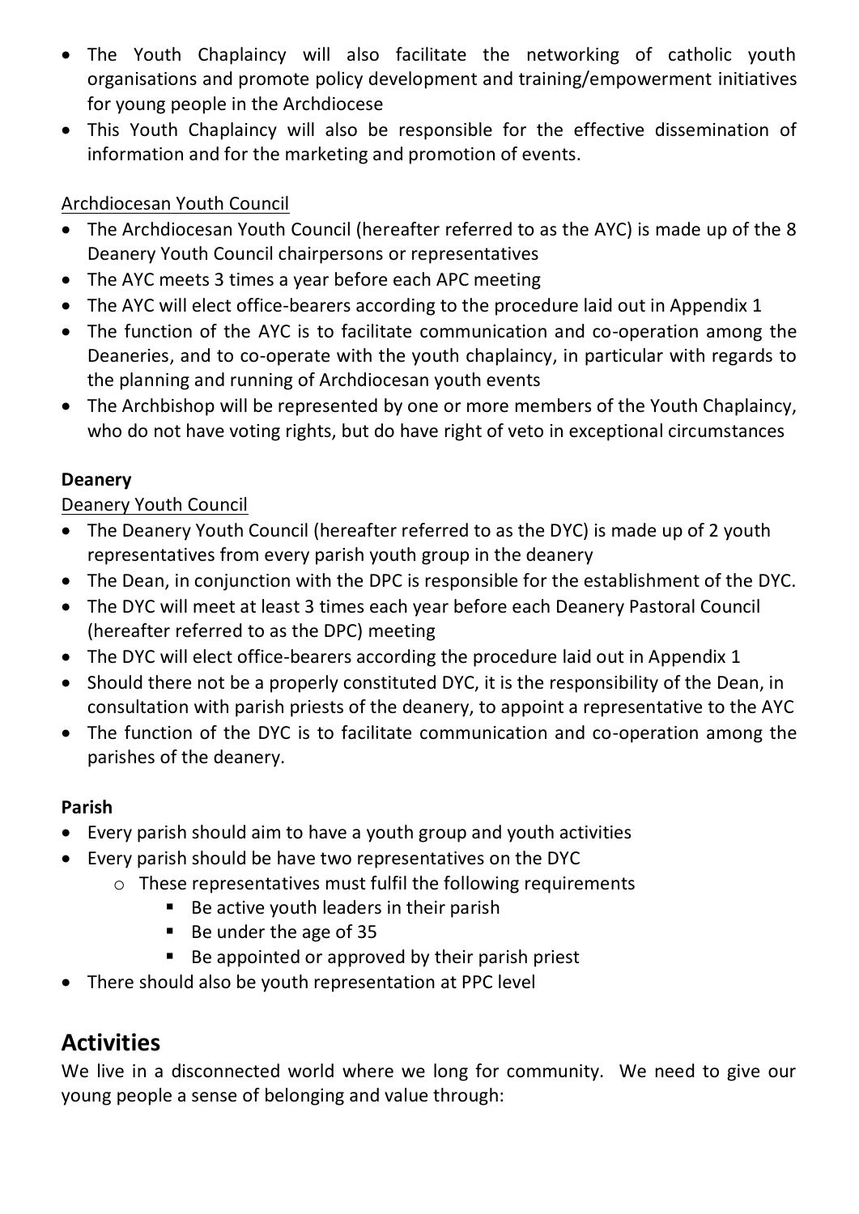- The Youth Chaplaincy will also facilitate the networking of catholic youth organisations and promote policy development and training/empowerment initiatives for young people in the Archdiocese
- This Youth Chaplaincy will also be responsible for the effective dissemination of information and for the marketing and promotion of events.

Archdiocesan Youth Council

- The Archdiocesan Youth Council (hereafter referred to as the AYC) is made up of the 8 Deanery Youth Council chairpersons or representatives
- The AYC meets 3 times a year before each APC meeting
- The AYC will elect office-bearers according to the procedure laid out in Appendix 1
- The function of the AYC is to facilitate communication and co-operation among the Deaneries, and to co-operate with the youth chaplaincy, in particular with regards to the planning and running of Archdiocesan youth events
- The Archbishop will be represented by one or more members of the Youth Chaplaincy, who do not have voting rights, but do have right of veto in exceptional circumstances

**Deanery**

Deanery Youth Council

- The Deanery Youth Council (hereafter referred to as the DYC) is made up of 2 youth representatives from every parish youth group in the deanery
- The Dean, in conjunction with the DPC is responsible for the establishment of the DYC.
- The DYC will meet at least 3 times each year before each Deanery Pastoral Council (hereafter referred to as the DPC) meeting
- The DYC will elect office-bearers according the procedure laid out in Appendix 1
- Should there not be a properly constituted DYC, it is the responsibility of the Dean, in consultation with parish priests of the deanery, to appoint a representative to the AYC
- The function of the DYC is to facilitate communication and co-operation among the parishes of the deanery.

**Parish**

- Every parish should aim to have a youth group and youth activities
- Every parish should be have two representatives on the DYC
  - These representatives must fulfil the following requirements
    - Be active youth leaders in their parish
    - Be under the age of 35
    - Be appointed or approved by their parish priest
- There should also be youth representation at PPC level

## Activities

We live in a disconnected world where we long for community. We need to give our young people a sense of belonging and value through: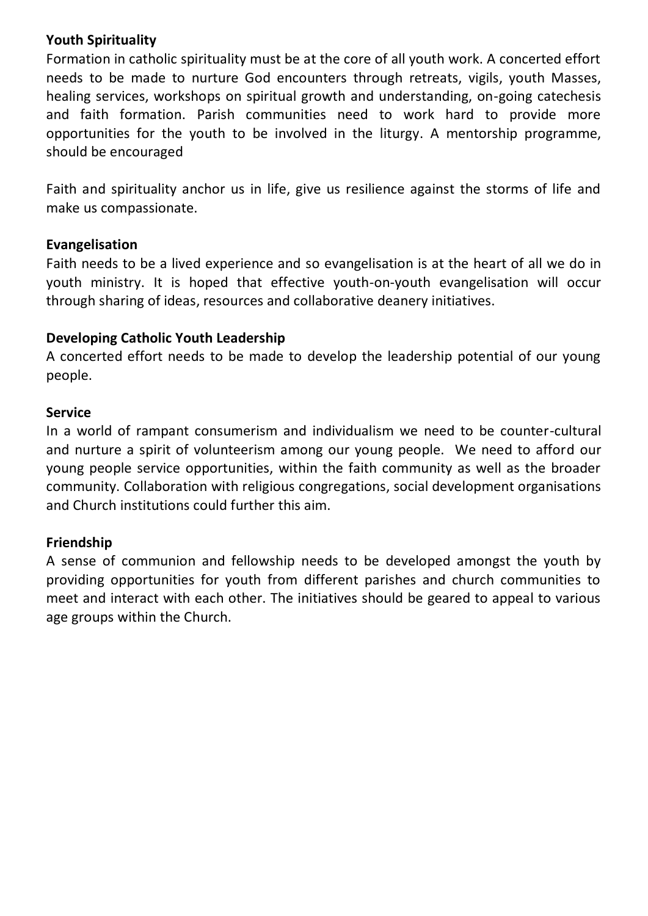**Youth Spirituality**

Formation in catholic spirituality must be at the core of all youth work. A concerted effort needs to be made to nurture God encounters through retreats, vigils, youth Masses, healing services, workshops on spiritual growth and understanding, on-going catechesis and faith formation. Parish communities need to work hard to provide more opportunities for the youth to be involved in the liturgy. A mentorship programme, should be encouraged

Faith and spirituality anchor us in life, give us resilience against the storms of life and make us compassionate.

**Evangelisation**

Faith needs to be a lived experience and so evangelisation is at the heart of all we do in youth ministry. It is hoped that effective youth-on-youth evangelisation will occur through sharing of ideas, resources and collaborative deanery initiatives.

**Developing Catholic Youth Leadership**

A concerted effort needs to be made to develop the leadership potential of our young people.

**Service**

In a world of rampant consumerism and individualism we need to be counter-cultural and nurture a spirit of volunteerism among our young people. We need to afford our young people service opportunities, within the faith community as well as the broader community. Collaboration with religious congregations, social development organisations and Church institutions could further this aim.

**Friendship**

A sense of communion and fellowship needs to be developed amongst the youth by providing opportunities for youth from different parishes and church communities to meet and interact with each other. The initiatives should be geared to appeal to various age groups within the Church.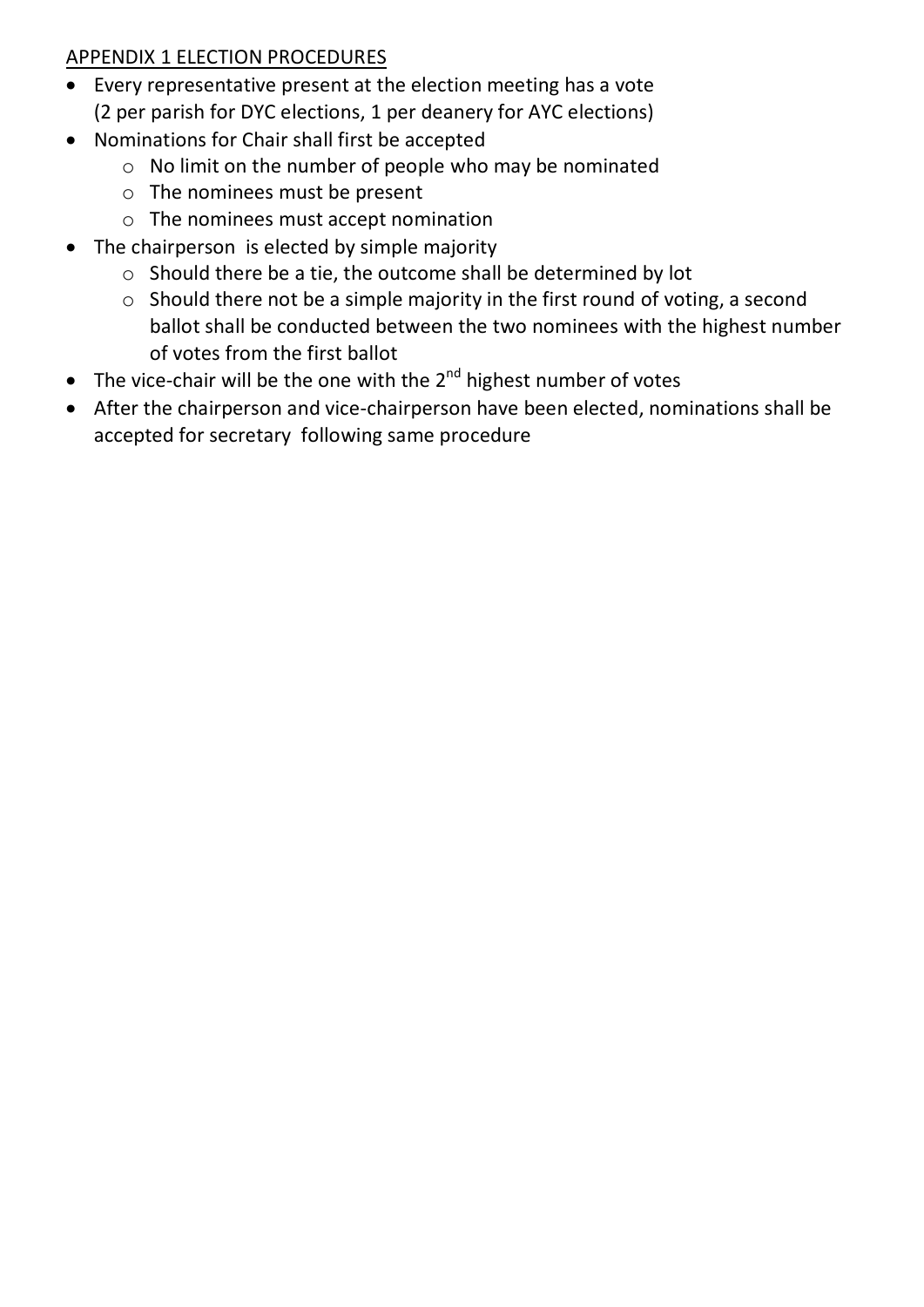APPENDIX 1 ELECTION PROCEDURES

- Every representative present at the election meeting has a vote (2 per parish for DYC elections, 1 per deanery for AYC elections)
- Nominations for Chair shall first be accepted
  - No limit on the number of people who may be nominated
  - The nominees must be present
  - The nominees must accept nomination
- The chairperson is elected by simple majority
  - Should there be a tie, the outcome shall be determined by lot
  - Should there not be a simple majority in the first round of voting, a second ballot shall be conducted between the two nominees with the highest number of votes from the first ballot
- The vice-chair will be the one with the 2nd highest number of votes
- After the chairperson and vice-chairperson have been elected, nominations shall be accepted for secretary following same procedure